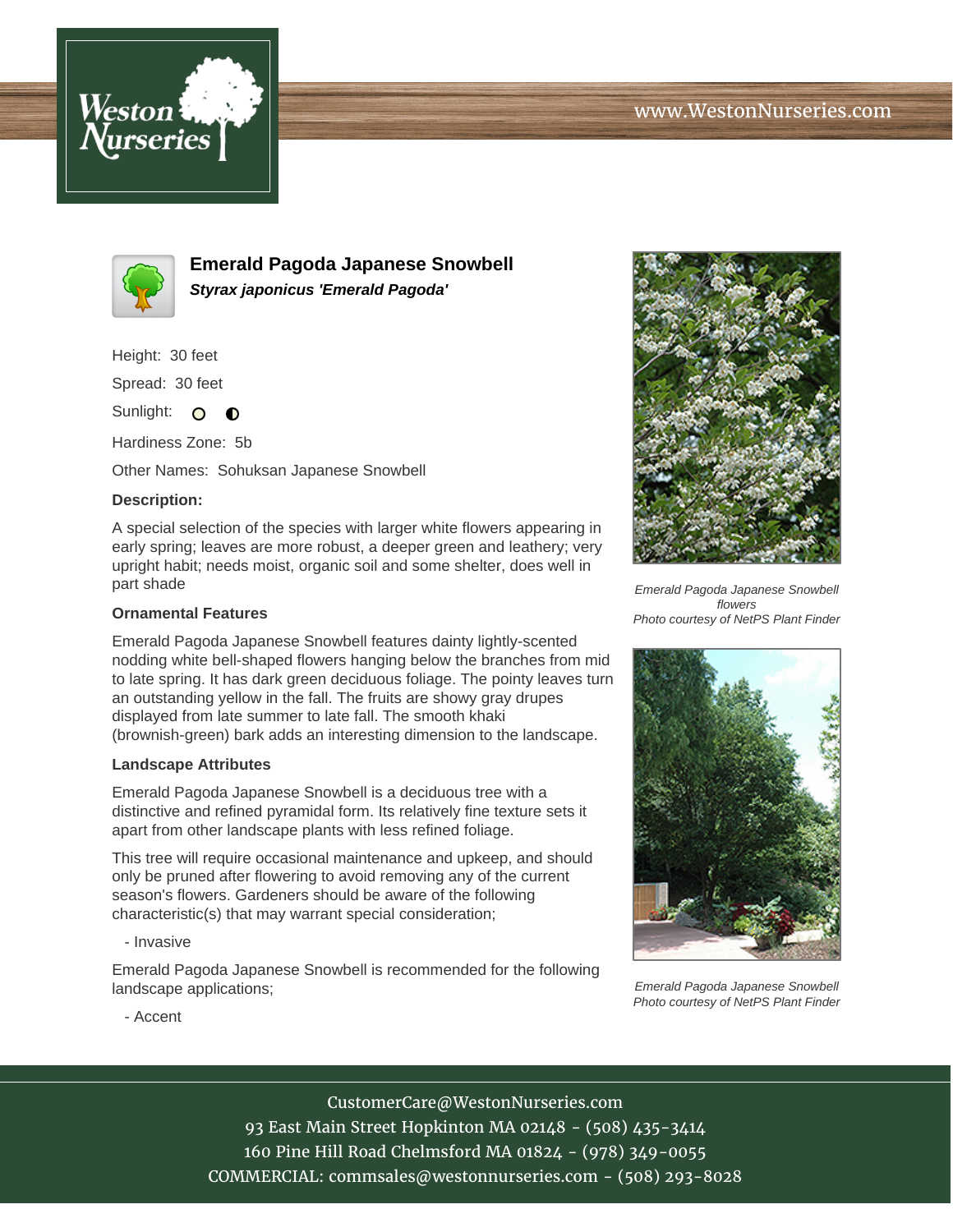# Emerald Pagoda Japanese Snowbell

***Styrax japonicus 'Emerald Pagoda'***

Height: 30 feet

Spread: 30 feet

Sunlight:

Hardiness Zone: 5b

Other Names: Sohuksan Japanese Snowbell

**Description:**

A special selection of the species with larger white flowers appearing in early spring; leaves are more robust, a deeper green and leathery; very upright habit; needs moist, organic soil and some shelter, does well in part shade

### Ornamental Features

Emerald Pagoda Japanese Snowbell features dainty lightly-scented nodding white bell-shaped flowers hanging below the branches from mid to late spring. It has dark green deciduous foliage. The pointy leaves turn an outstanding yellow in the fall. The fruits are showy gray drupes displayed from late summer to late fall. The smooth khaki (brownish-green) bark adds an interesting dimension to the landscape.

### Landscape Attributes

Emerald Pagoda Japanese Snowbell is a deciduous tree with a distinctive and refined pyramidal form. Its relatively fine texture sets it apart from other landscape plants with less refined foliage.

This tree will require occasional maintenance and upkeep, and should only be pruned after flowering to avoid removing any of the current season's flowers. Gardeners should be aware of the following characteristic(s) that may warrant special consideration;

- Invasive

Emerald Pagoda Japanese Snowbell is recommended for the following landscape applications;

- Accent

*Emerald Pagoda Japanese Snowbell flowers*
*Photo courtesy of NetPS Plant Finder*

*Emerald Pagoda Japanese Snowbell*
*Photo courtesy of NetPS Plant Finder*

CustomerCare@WestonNurseries.com
93 East Main Street Hopkinton MA 02148 - (508) 435-3414
160 Pine Hill Road Chelmsford MA 01824 - (978) 349-0055
COMMERCIAL: commsales@westonnurseries.com - (508) 293-8028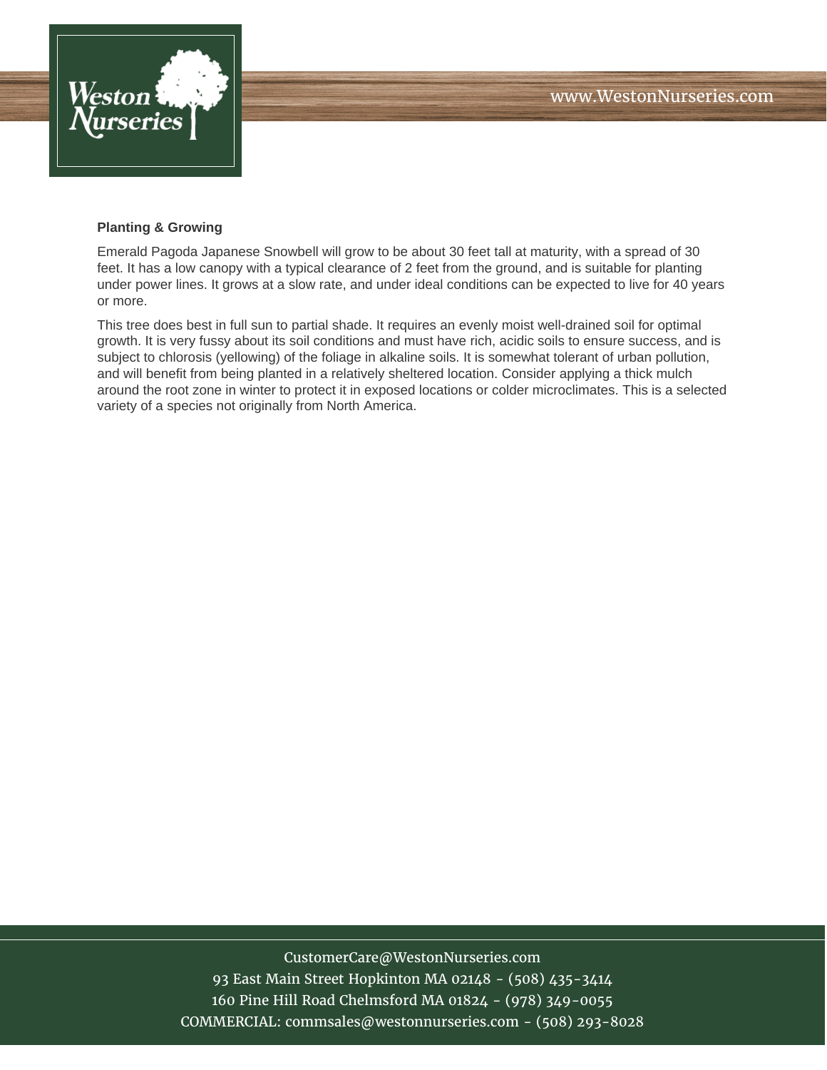### Planting & Growing

Emerald Pagoda Japanese Snowbell will grow to be about 30 feet tall at maturity, with a spread of 30 feet. It has a low canopy with a typical clearance of 2 feet from the ground, and is suitable for planting under power lines. It grows at a slow rate, and under ideal conditions can be expected to live for 40 years or more.

This tree does best in full sun to partial shade. It requires an evenly moist well-drained soil for optimal growth. It is very fussy about its soil conditions and must have rich, acidic soils to ensure success, and is subject to chlorosis (yellowing) of the foliage in alkaline soils. It is somewhat tolerant of urban pollution, and will benefit from being planted in a relatively sheltered location. Consider applying a thick mulch around the root zone in winter to protect it in exposed locations or colder microclimates. This is a selected variety of a species not originally from North America.